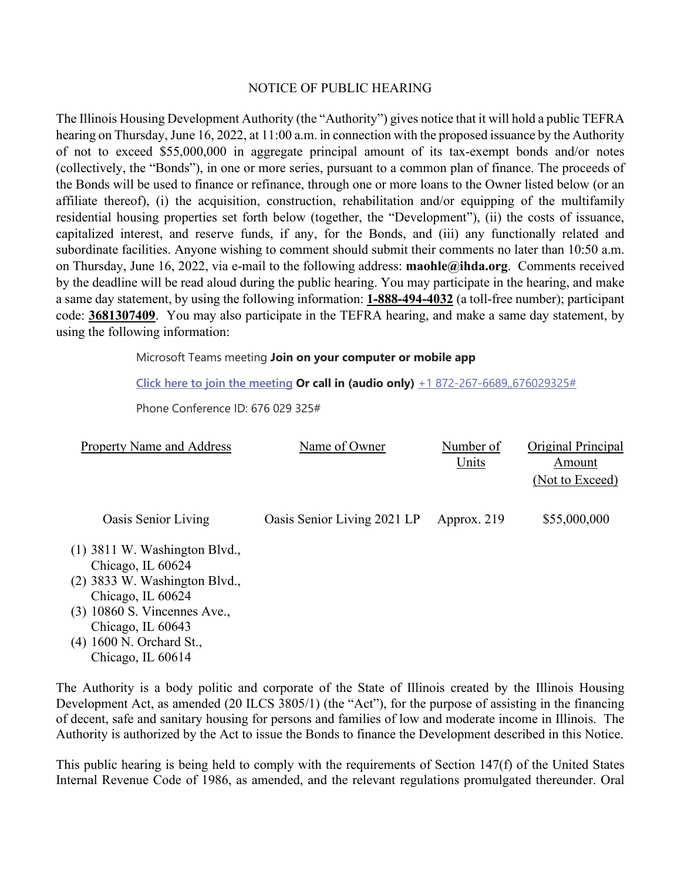# NOTICE OF PUBLIC HEARING

The Illinois Housing Development Authority (the "Authority") gives notice that it will hold a public TEFRA hearing on Thursday, June 16, 2022, at 11:00 a.m. in connection with the proposed issuance by the Authority of not to exceed $55,000,000 in aggregate principal amount of its tax-exempt bonds and/or notes (collectively, the "Bonds"), in one or more series, pursuant to a common plan of finance. The proceeds of the Bonds will be used to finance or refinance, through one or more loans to the Owner listed below (or an affiliate thereof), (i) the acquisition, construction, rehabilitation and/or equipping of the multifamily residential housing properties set forth below (together, the "Development"), (ii) the costs of issuance, capitalized interest, and reserve funds, if any, for the Bonds, and (iii) any functionally related and subordinate facilities. Anyone wishing to comment should submit their comments no later than 10:50 a.m. on Thursday, June 16, 2022, via e-mail to the following address: **maohle@ihda.org**. Comments received by the deadline will be read aloud during the public hearing. You may participate in the hearing, and make a same day statement, by using the following information: **1-888-494-4032** (a toll-free number); participant code: **3681307409**. You may also participate in the TEFRA hearing, and make a same day statement, by using the following information:

Microsoft Teams meeting **Join on your computer or mobile app**

Click here to join the meeting **Or call in (audio only)** +1 872-267-6689,,676029325#

Phone Conference ID: 676 029 325#

| Property Name and Address | Name of Owner | Number of Units | Original Principal Amount (Not to Exceed) |
|---|---|---|---|
| Oasis Senior Living | Oasis Senior Living 2021 LP | Approx. 219 | $55,000,000 |
| (1) 3811 W. Washington Blvd., Chicago, IL 60624<br>(2) 3833 W. Washington Blvd., Chicago, IL 60624<br>(3) 10860 S. Vincennes Ave., Chicago, IL 60643<br>(4) 1600 N. Orchard St., Chicago, IL 60614 | | | |

The Authority is a body politic and corporate of the State of Illinois created by the Illinois Housing Development Act, as amended (20 ILCS 3805/1) (the "Act"), for the purpose of assisting in the financing of decent, safe and sanitary housing for persons and families of low and moderate income in Illinois. The Authority is authorized by the Act to issue the Bonds to finance the Development described in this Notice.

This public hearing is being held to comply with the requirements of Section 147(f) of the United States Internal Revenue Code of 1986, as amended, and the relevant regulations promulgated thereunder. Oral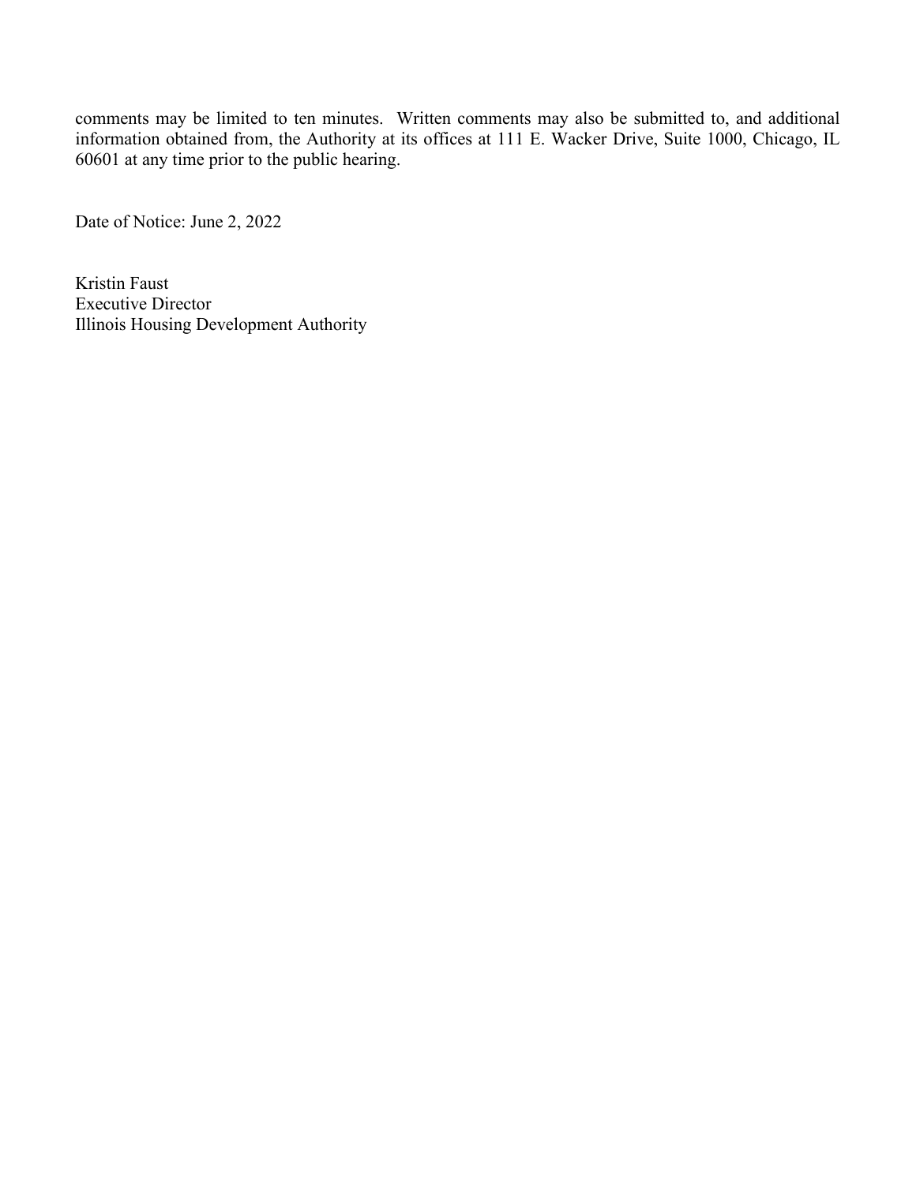comments may be limited to ten minutes. Written comments may also be submitted to, and additional information obtained from, the Authority at its offices at 111 E. Wacker Drive, Suite 1000, Chicago, IL 60601 at any time prior to the public hearing.

Date of Notice: June 2, 2022

Kristin Faust
Executive Director
Illinois Housing Development Authority